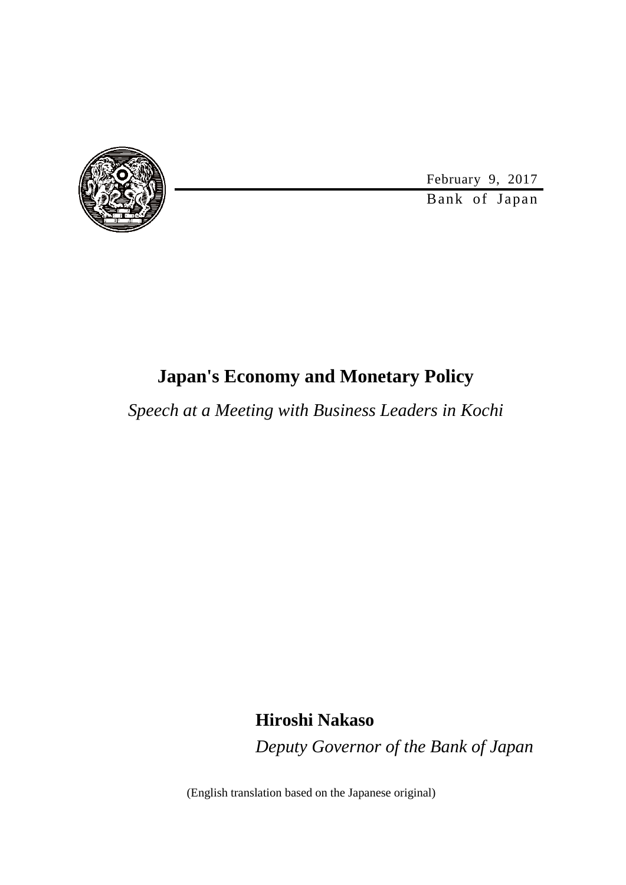February 9, 2017

Bank of Japan

# Japan's Economy and Monetary Policy

*Speech at a Meeting with Business Leaders in Kochi*

**Hiroshi Nakaso**

*Deputy Governor of the Bank of Japan*

(English translation based on the Japanese original)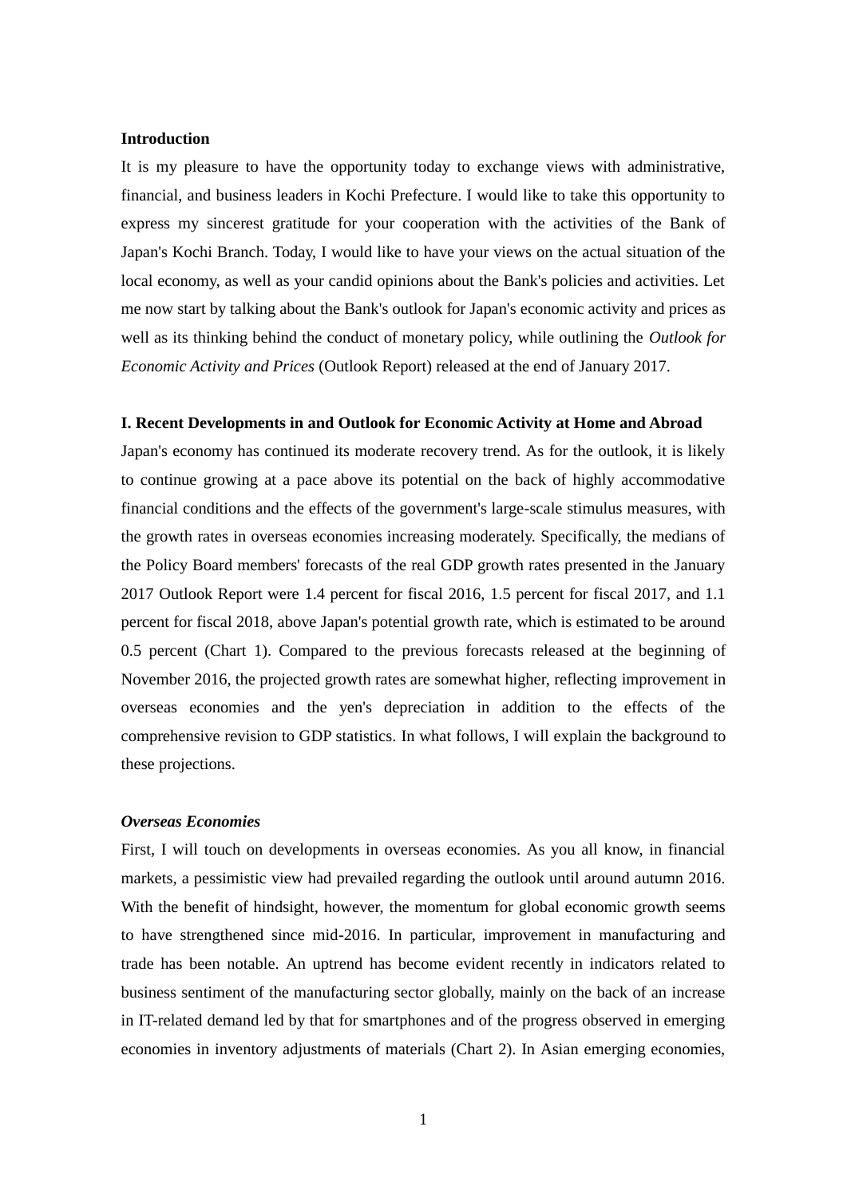**Introduction**

It is my pleasure to have the opportunity today to exchange views with administrative, financial, and business leaders in Kochi Prefecture. I would like to take this opportunity to express my sincerest gratitude for your cooperation with the activities of the Bank of Japan's Kochi Branch. Today, I would like to have your views on the actual situation of the local economy, as well as your candid opinions about the Bank's policies and activities. Let me now start by talking about the Bank's outlook for Japan's economic activity and prices as well as its thinking behind the conduct of monetary policy, while outlining the *Outlook for Economic Activity and Prices* (Outlook Report) released at the end of January 2017.

**I. Recent Developments in and Outlook for Economic Activity at Home and Abroad**

Japan's economy has continued its moderate recovery trend. As for the outlook, it is likely to continue growing at a pace above its potential on the back of highly accommodative financial conditions and the effects of the government's large-scale stimulus measures, with the growth rates in overseas economies increasing moderately. Specifically, the medians of the Policy Board members' forecasts of the real GDP growth rates presented in the January 2017 Outlook Report were 1.4 percent for fiscal 2016, 1.5 percent for fiscal 2017, and 1.1 percent for fiscal 2018, above Japan's potential growth rate, which is estimated to be around 0.5 percent (Chart 1). Compared to the previous forecasts released at the beginning of November 2016, the projected growth rates are somewhat higher, reflecting improvement in overseas economies and the yen's depreciation in addition to the effects of the comprehensive revision to GDP statistics. In what follows, I will explain the background to these projections.

***Overseas Economies***

First, I will touch on developments in overseas economies. As you all know, in financial markets, a pessimistic view had prevailed regarding the outlook until around autumn 2016. With the benefit of hindsight, however, the momentum for global economic growth seems to have strengthened since mid-2016. In particular, improvement in manufacturing and trade has been notable. An uptrend has become evident recently in indicators related to business sentiment of the manufacturing sector globally, mainly on the back of an increase in IT-related demand led by that for smartphones and of the progress observed in emerging economies in inventory adjustments of materials (Chart 2). In Asian emerging economies,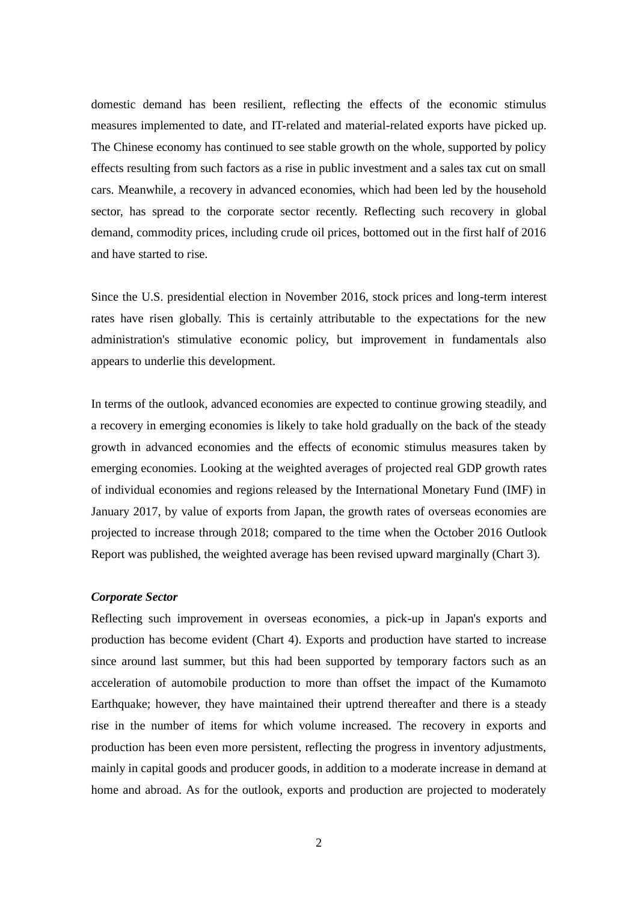domestic demand has been resilient, reflecting the effects of the economic stimulus measures implemented to date, and IT-related and material-related exports have picked up. The Chinese economy has continued to see stable growth on the whole, supported by policy effects resulting from such factors as a rise in public investment and a sales tax cut on small cars. Meanwhile, a recovery in advanced economies, which had been led by the household sector, has spread to the corporate sector recently. Reflecting such recovery in global demand, commodity prices, including crude oil prices, bottomed out in the first half of 2016 and have started to rise.

Since the U.S. presidential election in November 2016, stock prices and long-term interest rates have risen globally. This is certainly attributable to the expectations for the new administration's stimulative economic policy, but improvement in fundamentals also appears to underlie this development.

In terms of the outlook, advanced economies are expected to continue growing steadily, and a recovery in emerging economies is likely to take hold gradually on the back of the steady growth in advanced economies and the effects of economic stimulus measures taken by emerging economies. Looking at the weighted averages of projected real GDP growth rates of individual economies and regions released by the International Monetary Fund (IMF) in January 2017, by value of exports from Japan, the growth rates of overseas economies are projected to increase through 2018; compared to the time when the October 2016 Outlook Report was published, the weighted average has been revised upward marginally (Chart 3).

***Corporate Sector***

Reflecting such improvement in overseas economies, a pick-up in Japan's exports and production has become evident (Chart 4). Exports and production have started to increase since around last summer, but this had been supported by temporary factors such as an acceleration of automobile production to more than offset the impact of the Kumamoto Earthquake; however, they have maintained their uptrend thereafter and there is a steady rise in the number of items for which volume increased. The recovery in exports and production has been even more persistent, reflecting the progress in inventory adjustments, mainly in capital goods and producer goods, in addition to a moderate increase in demand at home and abroad. As for the outlook, exports and production are projected to moderately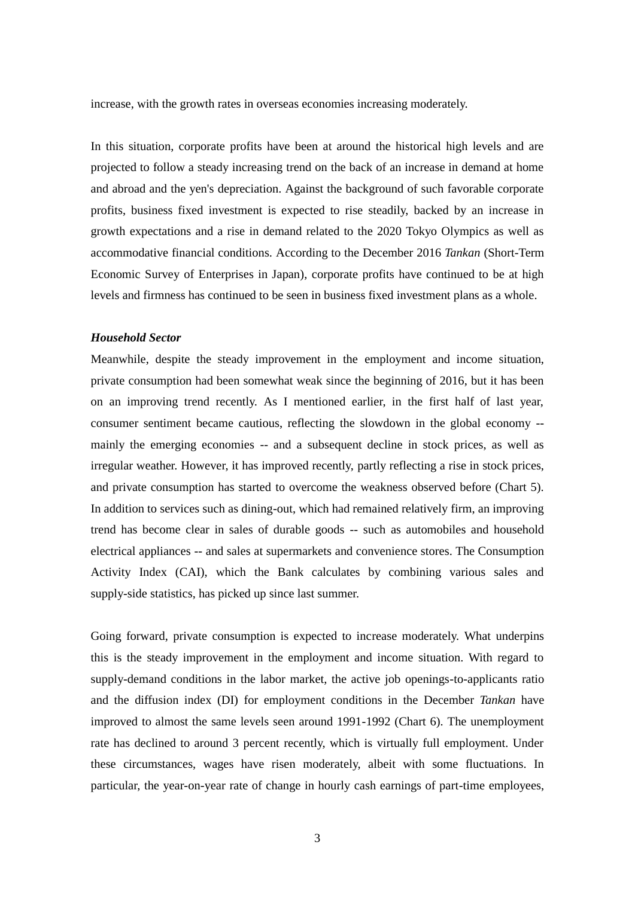increase, with the growth rates in overseas economies increasing moderately.

In this situation, corporate profits have been at around the historical high levels and are projected to follow a steady increasing trend on the back of an increase in demand at home and abroad and the yen's depreciation. Against the background of such favorable corporate profits, business fixed investment is expected to rise steadily, backed by an increase in growth expectations and a rise in demand related to the 2020 Tokyo Olympics as well as accommodative financial conditions. According to the December 2016 *Tankan* (Short-Term Economic Survey of Enterprises in Japan), corporate profits have continued to be at high levels and firmness has continued to be seen in business fixed investment plans as a whole.

***Household Sector***

Meanwhile, despite the steady improvement in the employment and income situation, private consumption had been somewhat weak since the beginning of 2016, but it has been on an improving trend recently. As I mentioned earlier, in the first half of last year, consumer sentiment became cautious, reflecting the slowdown in the global economy -- mainly the emerging economies -- and a subsequent decline in stock prices, as well as irregular weather. However, it has improved recently, partly reflecting a rise in stock prices, and private consumption has started to overcome the weakness observed before (Chart 5). In addition to services such as dining-out, which had remained relatively firm, an improving trend has become clear in sales of durable goods -- such as automobiles and household electrical appliances -- and sales at supermarkets and convenience stores. The Consumption Activity Index (CAI), which the Bank calculates by combining various sales and supply-side statistics, has picked up since last summer.

Going forward, private consumption is expected to increase moderately. What underpins this is the steady improvement in the employment and income situation. With regard to supply-demand conditions in the labor market, the active job openings-to-applicants ratio and the diffusion index (DI) for employment conditions in the December *Tankan* have improved to almost the same levels seen around 1991-1992 (Chart 6). The unemployment rate has declined to around 3 percent recently, which is virtually full employment. Under these circumstances, wages have risen moderately, albeit with some fluctuations. In particular, the year-on-year rate of change in hourly cash earnings of part-time employees,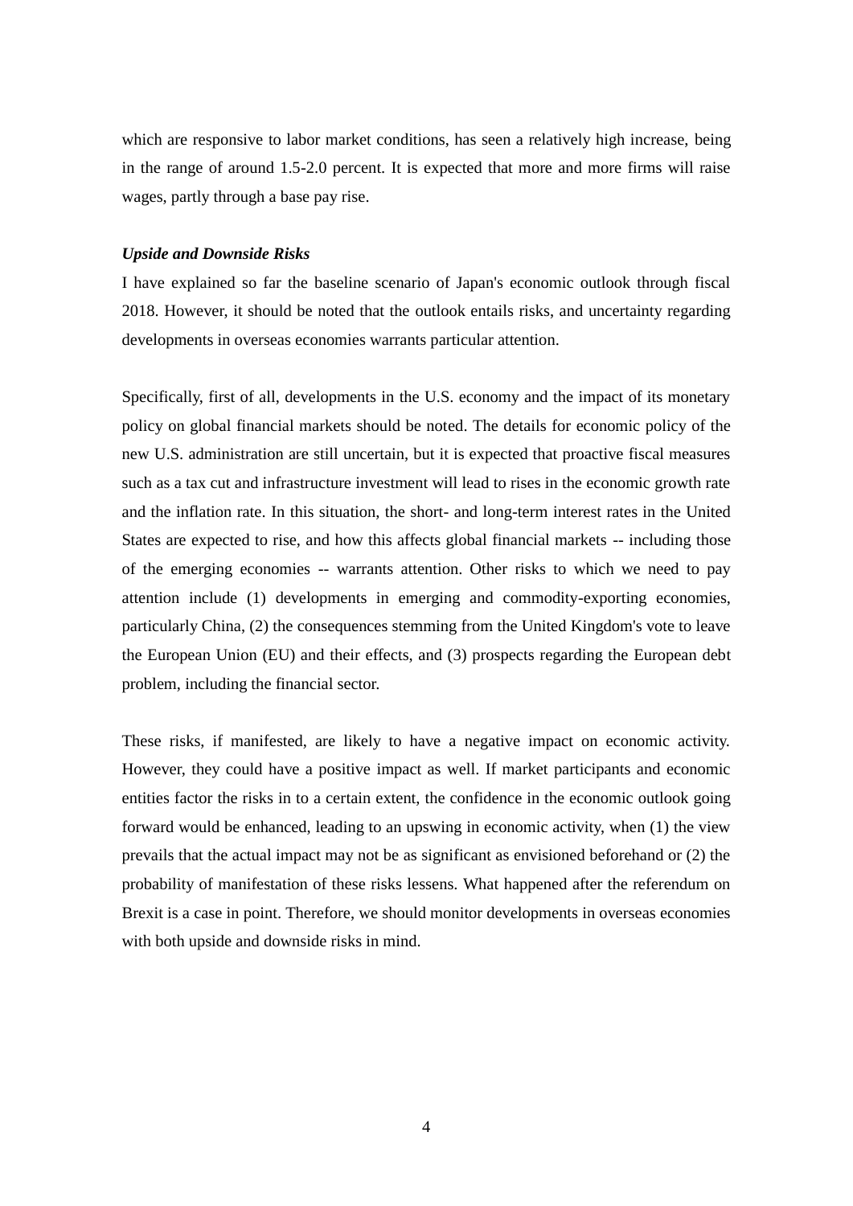which are responsive to labor market conditions, has seen a relatively high increase, being in the range of around 1.5-2.0 percent. It is expected that more and more firms will raise wages, partly through a base pay rise.

***Upside and Downside Risks***

I have explained so far the baseline scenario of Japan's economic outlook through fiscal 2018. However, it should be noted that the outlook entails risks, and uncertainty regarding developments in overseas economies warrants particular attention.

Specifically, first of all, developments in the U.S. economy and the impact of its monetary policy on global financial markets should be noted. The details for economic policy of the new U.S. administration are still uncertain, but it is expected that proactive fiscal measures such as a tax cut and infrastructure investment will lead to rises in the economic growth rate and the inflation rate. In this situation, the short- and long-term interest rates in the United States are expected to rise, and how this affects global financial markets -- including those of the emerging economies -- warrants attention. Other risks to which we need to pay attention include (1) developments in emerging and commodity-exporting economies, particularly China, (2) the consequences stemming from the United Kingdom's vote to leave the European Union (EU) and their effects, and (3) prospects regarding the European debt problem, including the financial sector.

These risks, if manifested, are likely to have a negative impact on economic activity. However, they could have a positive impact as well. If market participants and economic entities factor the risks in to a certain extent, the confidence in the economic outlook going forward would be enhanced, leading to an upswing in economic activity, when (1) the view prevails that the actual impact may not be as significant as envisioned beforehand or (2) the probability of manifestation of these risks lessens. What happened after the referendum on Brexit is a case in point. Therefore, we should monitor developments in overseas economies with both upside and downside risks in mind.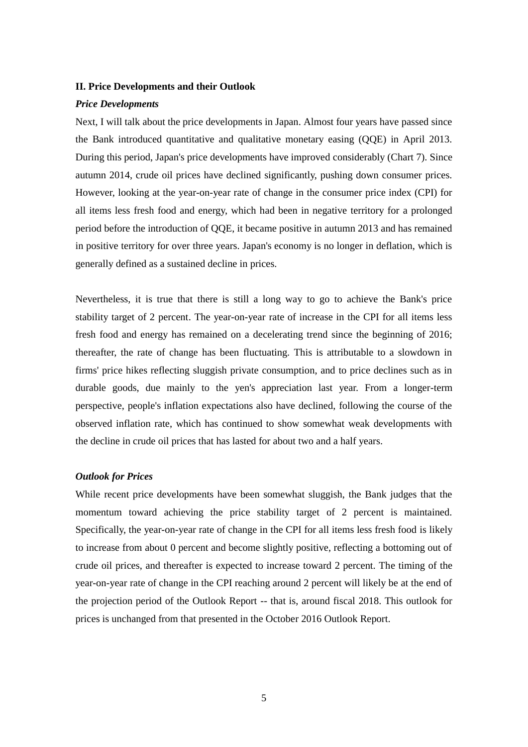## II. Price Developments and their Outlook

### *Price Developments*

Next, I will talk about the price developments in Japan. Almost four years have passed since the Bank introduced quantitative and qualitative monetary easing (QQE) in April 2013. During this period, Japan's price developments have improved considerably (Chart 7). Since autumn 2014, crude oil prices have declined significantly, pushing down consumer prices. However, looking at the year-on-year rate of change in the consumer price index (CPI) for all items less fresh food and energy, which had been in negative territory for a prolonged period before the introduction of QQE, it became positive in autumn 2013 and has remained in positive territory for over three years. Japan's economy is no longer in deflation, which is generally defined as a sustained decline in prices.

Nevertheless, it is true that there is still a long way to go to achieve the Bank's price stability target of 2 percent. The year-on-year rate of increase in the CPI for all items less fresh food and energy has remained on a decelerating trend since the beginning of 2016; thereafter, the rate of change has been fluctuating. This is attributable to a slowdown in firms' price hikes reflecting sluggish private consumption, and to price declines such as in durable goods, due mainly to the yen's appreciation last year. From a longer-term perspective, people's inflation expectations also have declined, following the course of the observed inflation rate, which has continued to show somewhat weak developments with the decline in crude oil prices that has lasted for about two and a half years.

### *Outlook for Prices*

While recent price developments have been somewhat sluggish, the Bank judges that the momentum toward achieving the price stability target of 2 percent is maintained. Specifically, the year-on-year rate of change in the CPI for all items less fresh food is likely to increase from about 0 percent and become slightly positive, reflecting a bottoming out of crude oil prices, and thereafter is expected to increase toward 2 percent. The timing of the year-on-year rate of change in the CPI reaching around 2 percent will likely be at the end of the projection period of the Outlook Report -- that is, around fiscal 2018. This outlook for prices is unchanged from that presented in the October 2016 Outlook Report.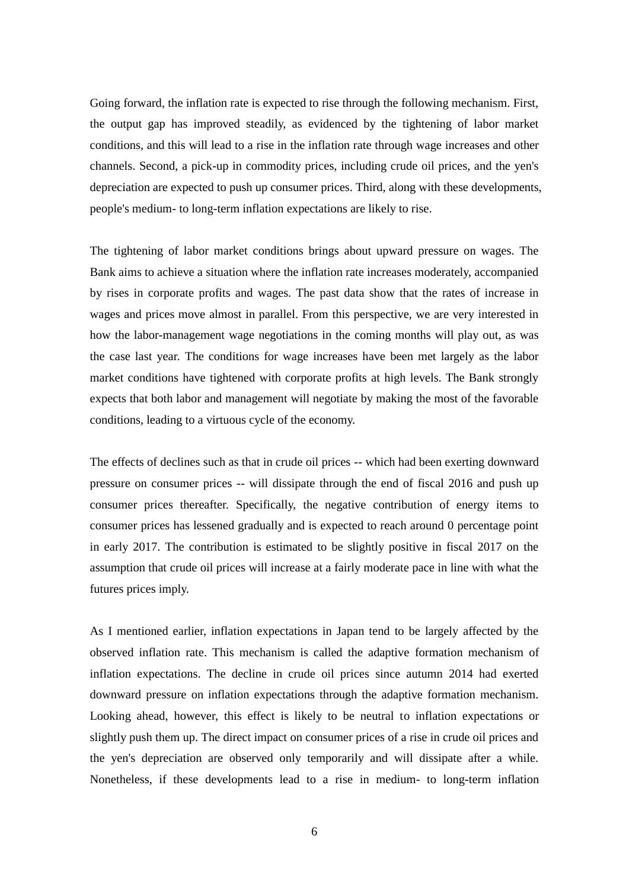Going forward, the inflation rate is expected to rise through the following mechanism. First, the output gap has improved steadily, as evidenced by the tightening of labor market conditions, and this will lead to a rise in the inflation rate through wage increases and other channels. Second, a pick-up in commodity prices, including crude oil prices, and the yen's depreciation are expected to push up consumer prices. Third, along with these developments, people's medium- to long-term inflation expectations are likely to rise.

The tightening of labor market conditions brings about upward pressure on wages. The Bank aims to achieve a situation where the inflation rate increases moderately, accompanied by rises in corporate profits and wages. The past data show that the rates of increase in wages and prices move almost in parallel. From this perspective, we are very interested in how the labor-management wage negotiations in the coming months will play out, as was the case last year. The conditions for wage increases have been met largely as the labor market conditions have tightened with corporate profits at high levels. The Bank strongly expects that both labor and management will negotiate by making the most of the favorable conditions, leading to a virtuous cycle of the economy.

The effects of declines such as that in crude oil prices -- which had been exerting downward pressure on consumer prices -- will dissipate through the end of fiscal 2016 and push up consumer prices thereafter. Specifically, the negative contribution of energy items to consumer prices has lessened gradually and is expected to reach around 0 percentage point in early 2017. The contribution is estimated to be slightly positive in fiscal 2017 on the assumption that crude oil prices will increase at a fairly moderate pace in line with what the futures prices imply.

As I mentioned earlier, inflation expectations in Japan tend to be largely affected by the observed inflation rate. This mechanism is called the adaptive formation mechanism of inflation expectations. The decline in crude oil prices since autumn 2014 had exerted downward pressure on inflation expectations through the adaptive formation mechanism. Looking ahead, however, this effect is likely to be neutral to inflation expectations or slightly push them up. The direct impact on consumer prices of a rise in crude oil prices and the yen's depreciation are observed only temporarily and will dissipate after a while. Nonetheless, if these developments lead to a rise in medium- to long-term inflation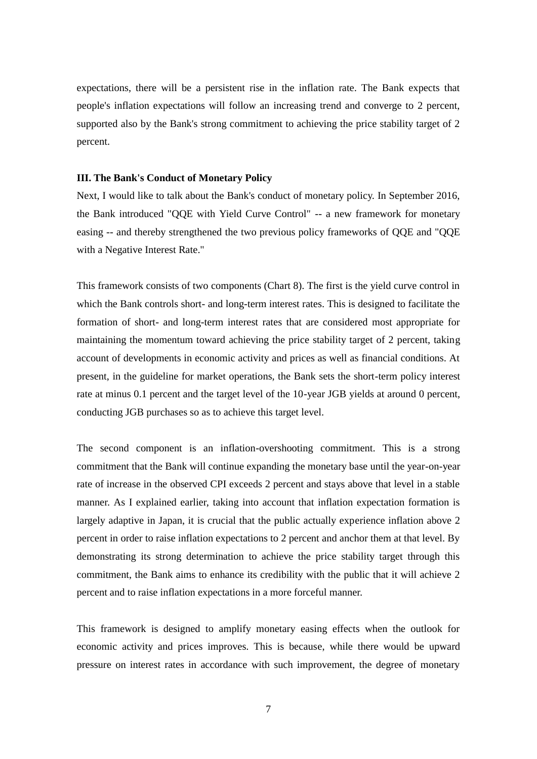expectations, there will be a persistent rise in the inflation rate. The Bank expects that people's inflation expectations will follow an increasing trend and converge to 2 percent, supported also by the Bank's strong commitment to achieving the price stability target of 2 percent.

### III. The Bank's Conduct of Monetary Policy

Next, I would like to talk about the Bank's conduct of monetary policy. In September 2016, the Bank introduced "QQE with Yield Curve Control" -- a new framework for monetary easing -- and thereby strengthened the two previous policy frameworks of QQE and "QQE with a Negative Interest Rate."

This framework consists of two components (Chart 8). The first is the yield curve control in which the Bank controls short- and long-term interest rates. This is designed to facilitate the formation of short- and long-term interest rates that are considered most appropriate for maintaining the momentum toward achieving the price stability target of 2 percent, taking account of developments in economic activity and prices as well as financial conditions. At present, in the guideline for market operations, the Bank sets the short-term policy interest rate at minus 0.1 percent and the target level of the 10-year JGB yields at around 0 percent, conducting JGB purchases so as to achieve this target level.

The second component is an inflation-overshooting commitment. This is a strong commitment that the Bank will continue expanding the monetary base until the year-on-year rate of increase in the observed CPI exceeds 2 percent and stays above that level in a stable manner. As I explained earlier, taking into account that inflation expectation formation is largely adaptive in Japan, it is crucial that the public actually experience inflation above 2 percent in order to raise inflation expectations to 2 percent and anchor them at that level. By demonstrating its strong determination to achieve the price stability target through this commitment, the Bank aims to enhance its credibility with the public that it will achieve 2 percent and to raise inflation expectations in a more forceful manner.

This framework is designed to amplify monetary easing effects when the outlook for economic activity and prices improves. This is because, while there would be upward pressure on interest rates in accordance with such improvement, the degree of monetary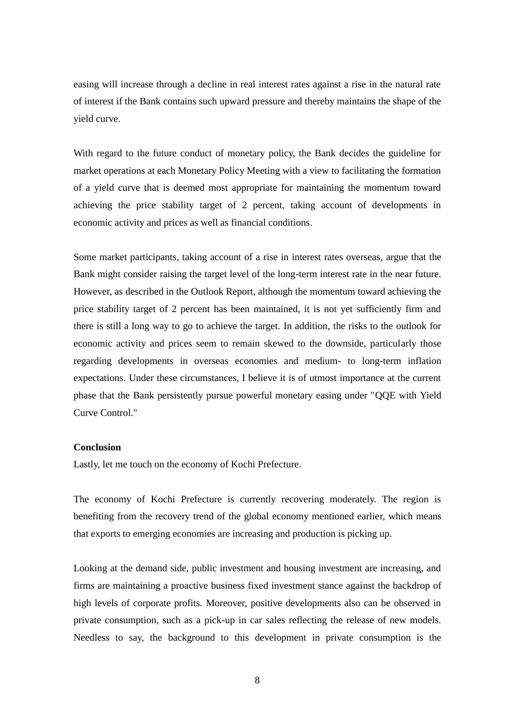easing will increase through a decline in real interest rates against a rise in the natural rate of interest if the Bank contains such upward pressure and thereby maintains the shape of the yield curve.

With regard to the future conduct of monetary policy, the Bank decides the guideline for market operations at each Monetary Policy Meeting with a view to facilitating the formation of a yield curve that is deemed most appropriate for maintaining the momentum toward achieving the price stability target of 2 percent, taking account of developments in economic activity and prices as well as financial conditions.

Some market participants, taking account of a rise in interest rates overseas, argue that the Bank might consider raising the target level of the long-term interest rate in the near future. However, as described in the Outlook Report, although the momentum toward achieving the price stability target of 2 percent has been maintained, it is not yet sufficiently firm and there is still a long way to go to achieve the target. In addition, the risks to the outlook for economic activity and prices seem to remain skewed to the downside, particularly those regarding developments in overseas economies and medium- to long-term inflation expectations. Under these circumstances, I believe it is of utmost importance at the current phase that the Bank persistently pursue powerful monetary easing under "QQE with Yield Curve Control."

**Conclusion**

Lastly, let me touch on the economy of Kochi Prefecture.

The economy of Kochi Prefecture is currently recovering moderately. The region is benefiting from the recovery trend of the global economy mentioned earlier, which means that exports to emerging economies are increasing and production is picking up.

Looking at the demand side, public investment and housing investment are increasing, and firms are maintaining a proactive business fixed investment stance against the backdrop of high levels of corporate profits. Moreover, positive developments also can be observed in private consumption, such as a pick-up in car sales reflecting the release of new models. Needless to say, the background to this development in private consumption is the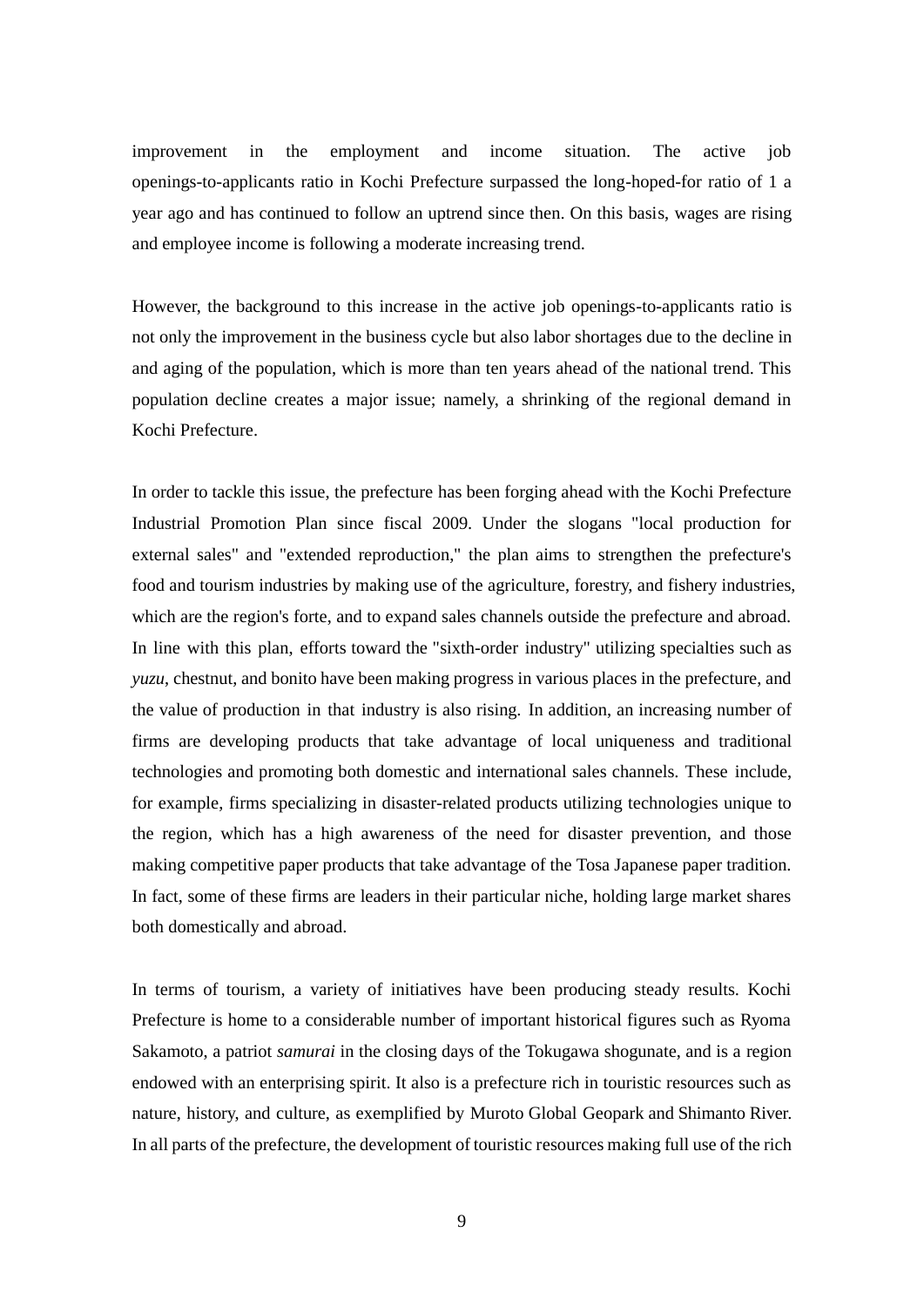improvement in the employment and income situation. The active job openings-to-applicants ratio in Kochi Prefecture surpassed the long-hoped-for ratio of 1 a year ago and has continued to follow an uptrend since then. On this basis, wages are rising and employee income is following a moderate increasing trend.

However, the background to this increase in the active job openings-to-applicants ratio is not only the improvement in the business cycle but also labor shortages due to the decline in and aging of the population, which is more than ten years ahead of the national trend. This population decline creates a major issue; namely, a shrinking of the regional demand in Kochi Prefecture.

In order to tackle this issue, the prefecture has been forging ahead with the Kochi Prefecture Industrial Promotion Plan since fiscal 2009. Under the slogans "local production for external sales" and "extended reproduction," the plan aims to strengthen the prefecture's food and tourism industries by making use of the agriculture, forestry, and fishery industries, which are the region's forte, and to expand sales channels outside the prefecture and abroad. In line with this plan, efforts toward the "sixth-order industry" utilizing specialties such as *yuzu*, chestnut, and bonito have been making progress in various places in the prefecture, and the value of production in that industry is also rising. In addition, an increasing number of firms are developing products that take advantage of local uniqueness and traditional technologies and promoting both domestic and international sales channels. These include, for example, firms specializing in disaster-related products utilizing technologies unique to the region, which has a high awareness of the need for disaster prevention, and those making competitive paper products that take advantage of the Tosa Japanese paper tradition. In fact, some of these firms are leaders in their particular niche, holding large market shares both domestically and abroad.

In terms of tourism, a variety of initiatives have been producing steady results. Kochi Prefecture is home to a considerable number of important historical figures such as Ryoma Sakamoto, a patriot *samurai* in the closing days of the Tokugawa shogunate, and is a region endowed with an enterprising spirit. It also is a prefecture rich in touristic resources such as nature, history, and culture, as exemplified by Muroto Global Geopark and Shimanto River. In all parts of the prefecture, the development of touristic resources making full use of the rich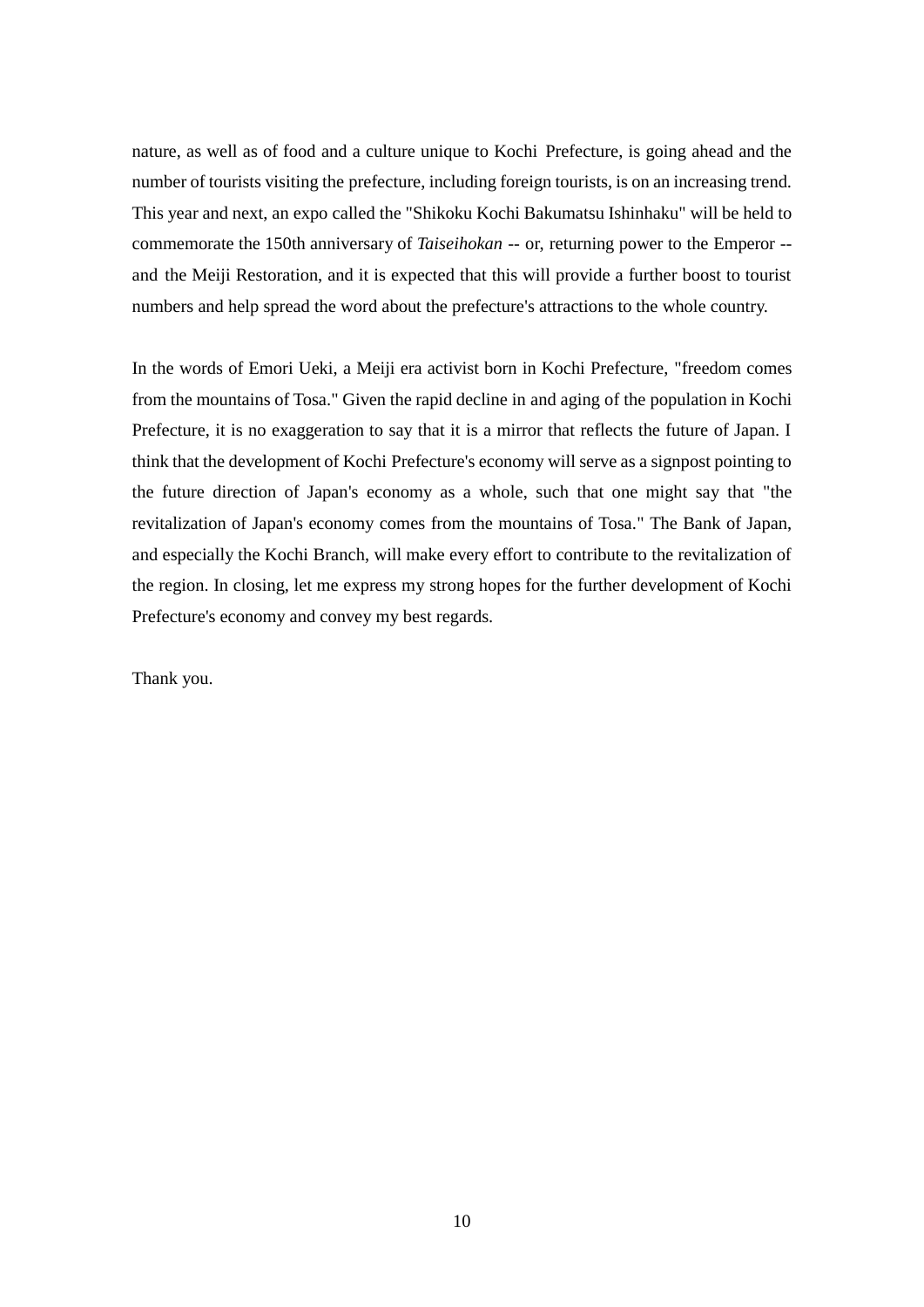nature, as well as of food and a culture unique to Kochi Prefecture, is going ahead and the number of tourists visiting the prefecture, including foreign tourists, is on an increasing trend. This year and next, an expo called the "Shikoku Kochi Bakumatsu Ishinhaku" will be held to commemorate the 150th anniversary of *Taiseihokan* -- or, returning power to the Emperor -- and the Meiji Restoration, and it is expected that this will provide a further boost to tourist numbers and help spread the word about the prefecture's attractions to the whole country.

In the words of Emori Ueki, a Meiji era activist born in Kochi Prefecture, "freedom comes from the mountains of Tosa." Given the rapid decline in and aging of the population in Kochi Prefecture, it is no exaggeration to say that it is a mirror that reflects the future of Japan. I think that the development of Kochi Prefecture's economy will serve as a signpost pointing to the future direction of Japan's economy as a whole, such that one might say that "the revitalization of Japan's economy comes from the mountains of Tosa." The Bank of Japan, and especially the Kochi Branch, will make every effort to contribute to the revitalization of the region. In closing, let me express my strong hopes for the further development of Kochi Prefecture's economy and convey my best regards.

Thank you.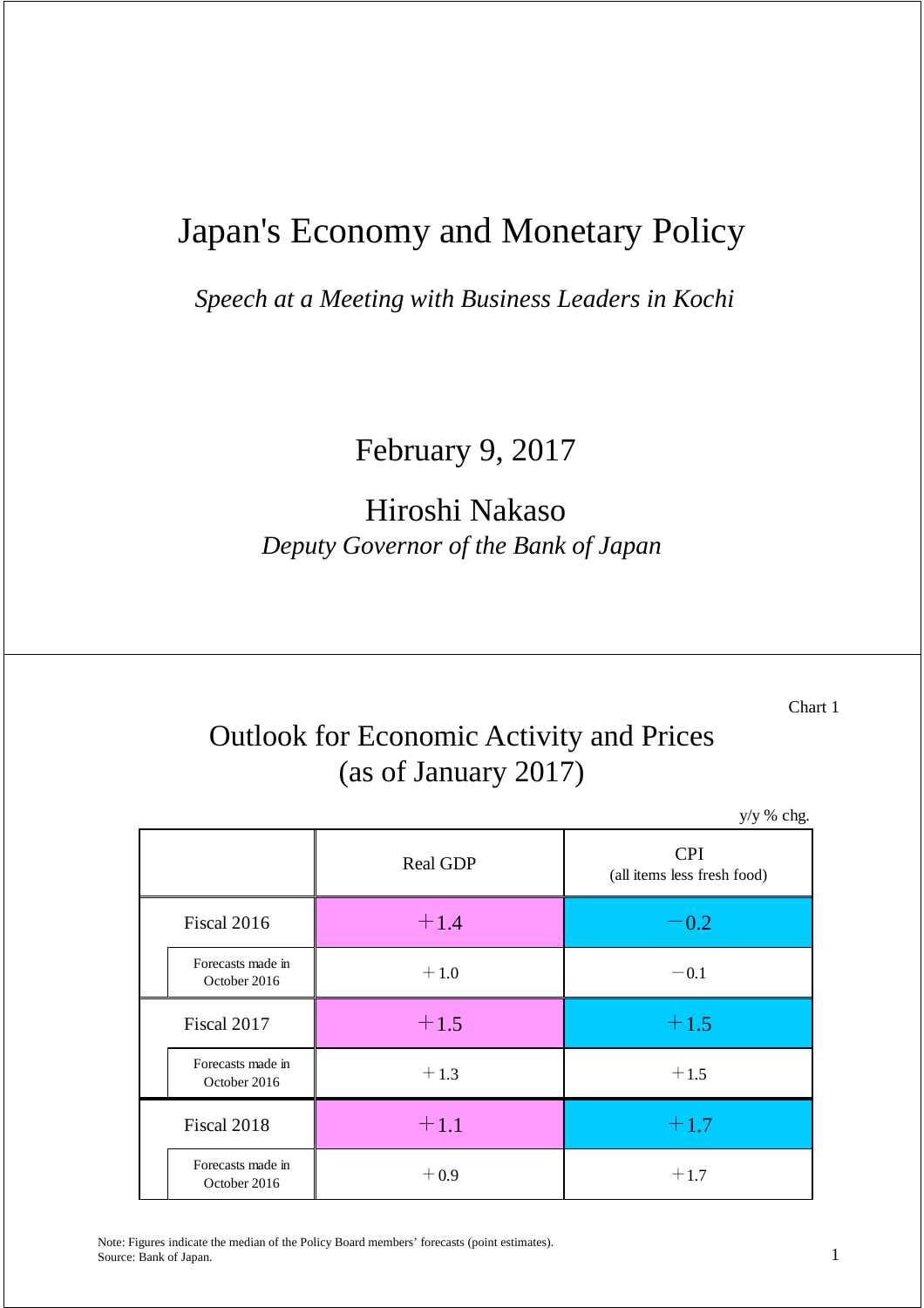# Japan's Economy and Monetary Policy

*Speech at a Meeting with Business Leaders in Kochi*

February 9, 2017

Hiroshi Nakaso

*Deputy Governor of the Bank of Japan*

---

Chart 1

## Outlook for Economic Activity and Prices (as of January 2017)

y/y % chg.

| | Real GDP | CPI (all items less fresh food) |
|---|---|---|
| Fiscal 2016 | +1.4 | −0.2 |
| Forecasts made in October 2016 | +1.0 | −0.1 |
| Fiscal 2017 | +1.5 | +1.5 |
| Forecasts made in October 2016 | +1.3 | +1.5 |
| Fiscal 2018 | +1.1 | +1.7 |
| Forecasts made in October 2016 | +0.9 | +1.7 |

Note: Figures indicate the median of the Policy Board members' forecasts (point estimates).
Source: Bank of Japan.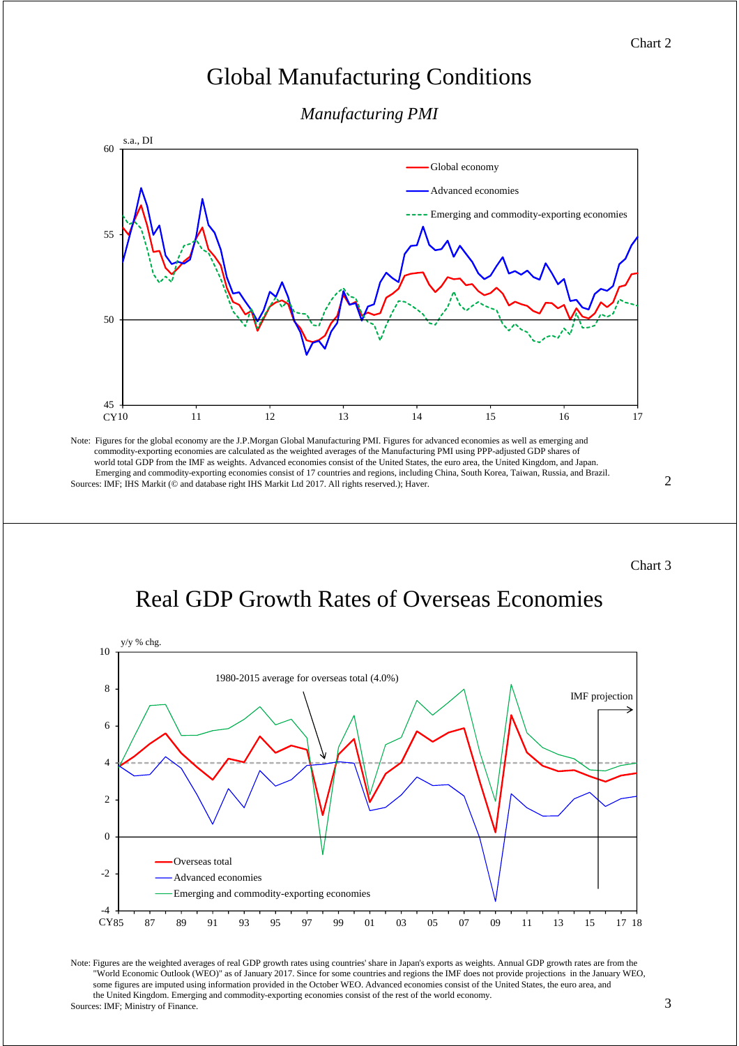Chart 2

# Global Manufacturing Conditions

*Manufacturing PMI*

Note: Figures for the global economy are the J.P.Morgan Global Manufacturing PMI. Figures for advanced economies as well as emerging and commodity-exporting economies are calculated as the weighted averages of the Manufacturing PMI using PPP-adjusted GDP shares of world total GDP from the IMF as weights. Advanced economies consist of the United States, the euro area, the United Kingdom, and Japan. Emerging and commodity-exporting economies consist of 17 countries and regions, including China, South Korea, Taiwan, Russia, and Brazil.
Sources: IMF; IHS Markit (© and database right IHS Markit Ltd 2017. All rights reserved.); Haver.

Chart 3

# Real GDP Growth Rates of Overseas Economies

Note: Figures are the weighted averages of real GDP growth rates using countries' share in Japan's exports as weights. Annual GDP growth rates are from the "World Economic Outlook (WEO)" as of January 2017. Since for some countries and regions the IMF does not provide projections in the January WEO, some figures are imputed using information provided in the October WEO. Advanced economies consist of the United States, the euro area, and the United Kingdom. Emerging and commodity-exporting economies consist of the rest of the world economy.
Sources: IMF; Ministry of Finance.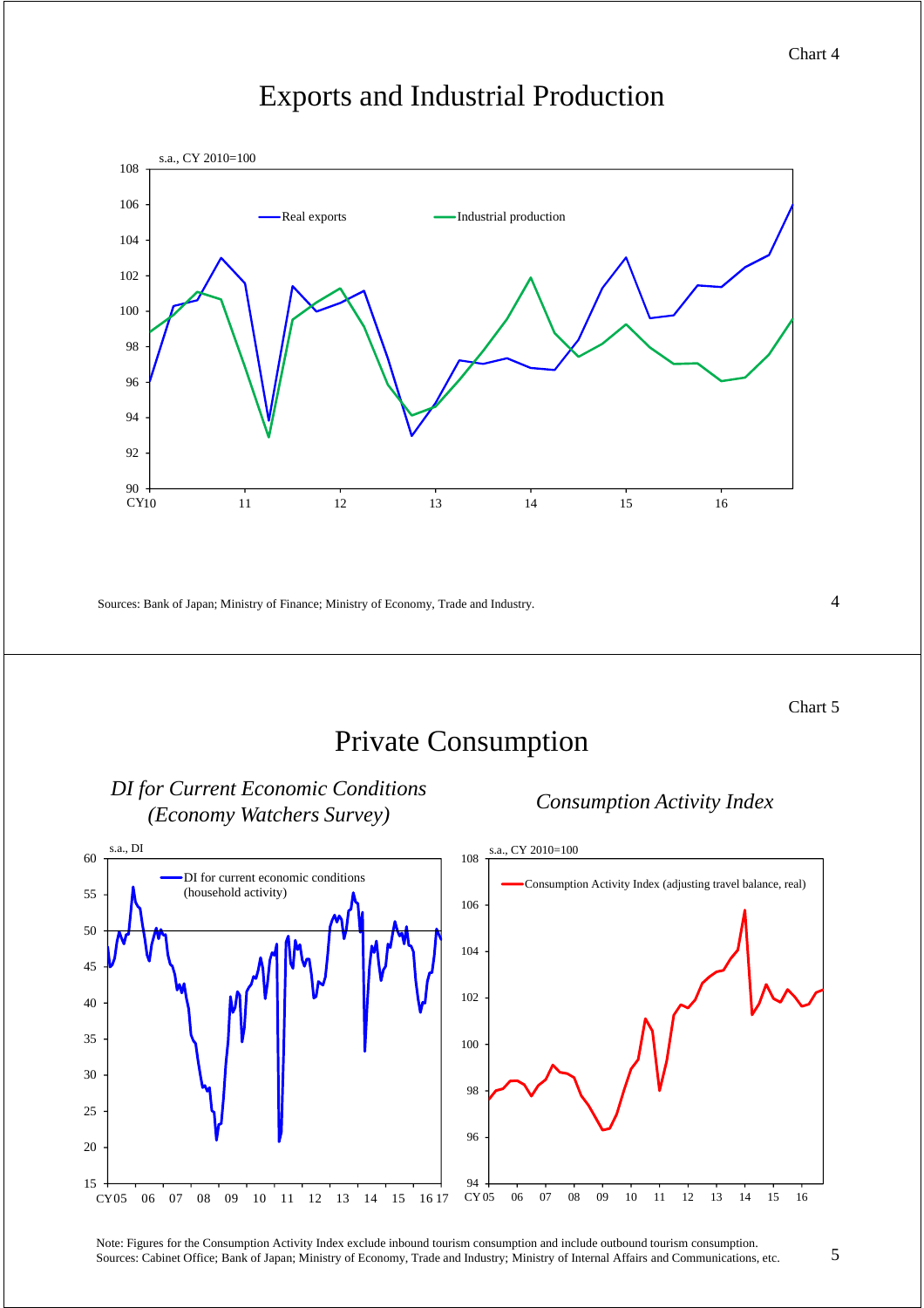Chart 4

# Exports and Industrial Production

s.a., CY 2010=100

Real exports — Industrial production

Sources: Bank of Japan; Ministry of Finance; Ministry of Economy, Trade and Industry.

Chart 5

# Private Consumption

*DI for Current Economic Conditions (Economy Watchers Survey)*

s.a., DI

DI for current economic conditions (household activity)

*Consumption Activity Index*

s.a., CY 2010=100

Consumption Activity Index (adjusting travel balance, real)

Note: Figures for the Consumption Activity Index exclude inbound tourism consumption and include outbound tourism consumption.
Sources: Cabinet Office; Bank of Japan; Ministry of Economy, Trade and Industry; Ministry of Internal Affairs and Communications, etc.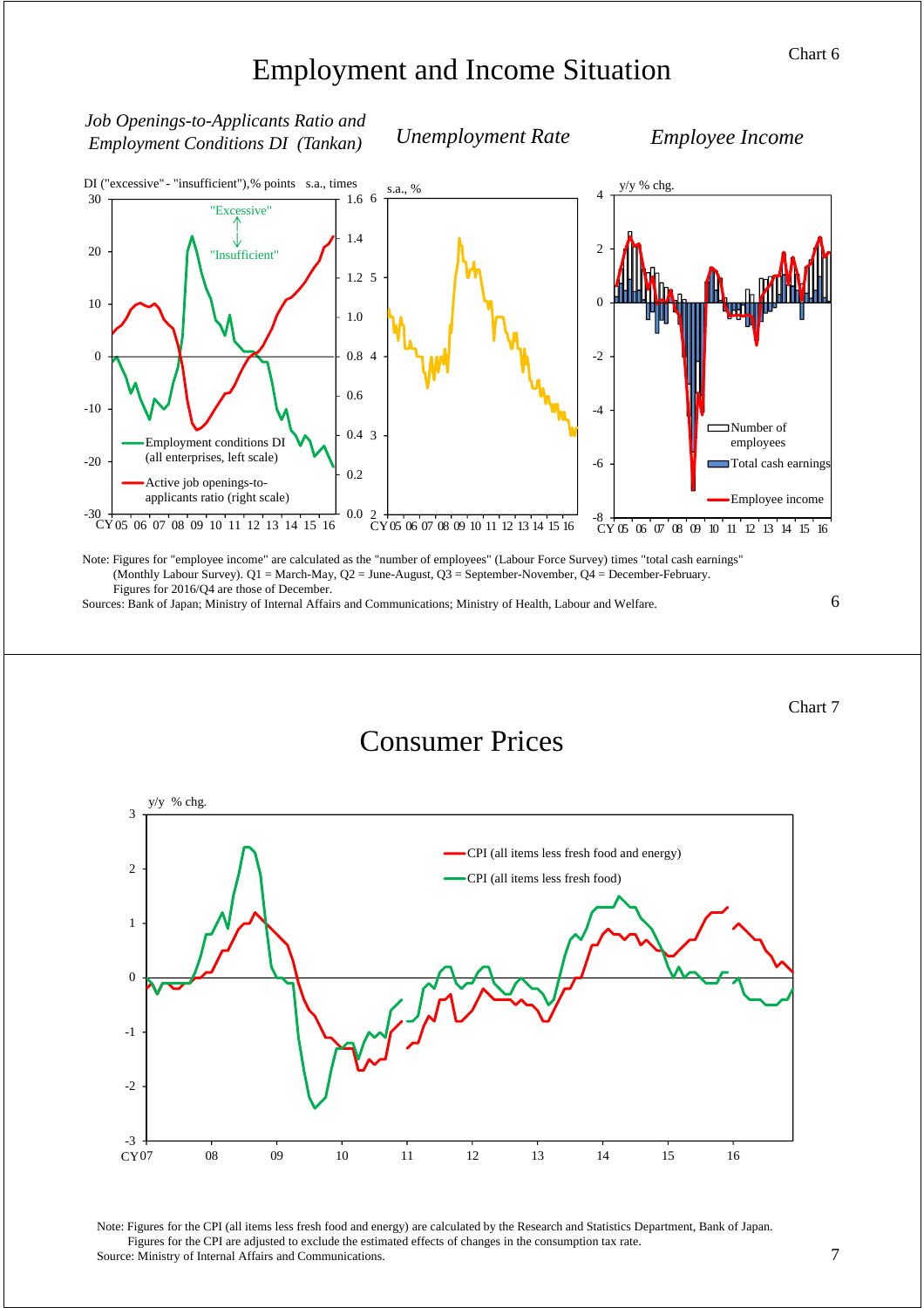Chart 6

# Employment and Income Situation

*Job Openings-to-Applicants Ratio and Employment Conditions DI (Tankan)*

DI ("excessive" - "insufficient"),% points s.a., times

"Excessive"

"Insufficient"

Employment conditions DI (all enterprises, left scale)

Active job openings-to-applicants ratio (right scale)

*Unemployment Rate*

s.a., %

*Employee Income*

y/y % chg.

Number of employees

Total cash earnings

Employee income

Note: Figures for "employee income" are calculated as the "number of employees" (Labour Force Survey) times "total cash earnings" (Monthly Labour Survey). Q1 = March-May, Q2 = June-August, Q3 = September-November, Q4 = December-February. Figures for 2016/Q4 are those of December.

Sources: Bank of Japan; Ministry of Internal Affairs and Communications; Ministry of Health, Labour and Welfare.

Chart 7

# Consumer Prices

y/y % chg.

CPI (all items less fresh food and energy)

CPI (all items less fresh food)

Note: Figures for the CPI (all items less fresh food and energy) are calculated by the Research and Statistics Department, Bank of Japan. Figures for the CPI are adjusted to exclude the estimated effects of changes in the consumption tax rate.

Source: Ministry of Internal Affairs and Communications.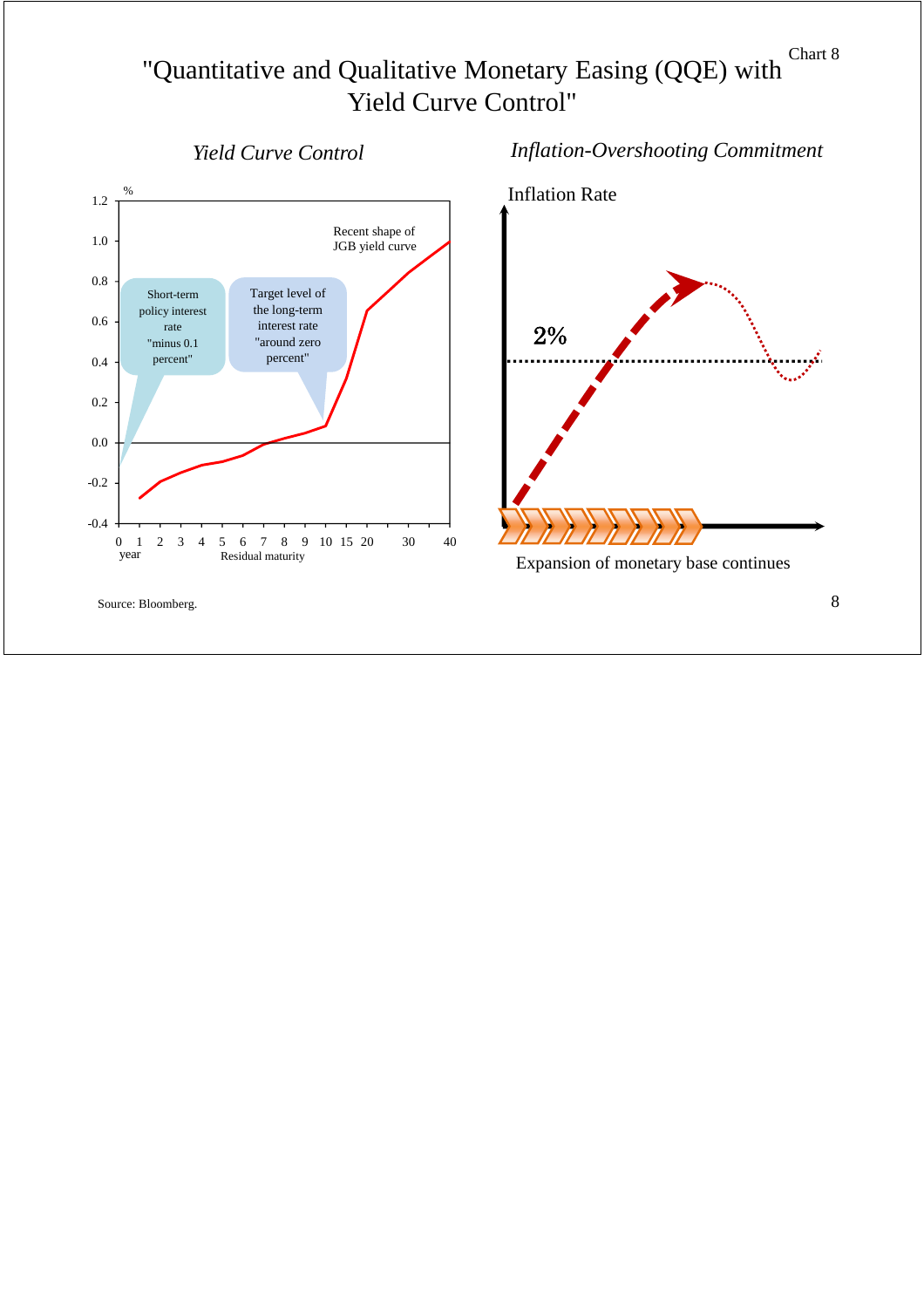Chart 8

# "Quantitative and Qualitative Monetary Easing (QQE) with Yield Curve Control"

*Yield Curve Control*

%

1.2
1.0
0.8
0.6
0.4
0.2
0.0
-0.2
-0.4

Recent shape of JGB yield curve

Short-term policy interest rate "minus 0.1 percent"

Target level of the long-term interest rate "around zero percent"

0 1 2 3 4 5 6 7 8 9 10 15 20 30 40

year

Residual maturity

*Inflation-Overshooting Commitment*

Inflation Rate

2%

Expansion of monetary base continues

Source: Bloomberg.